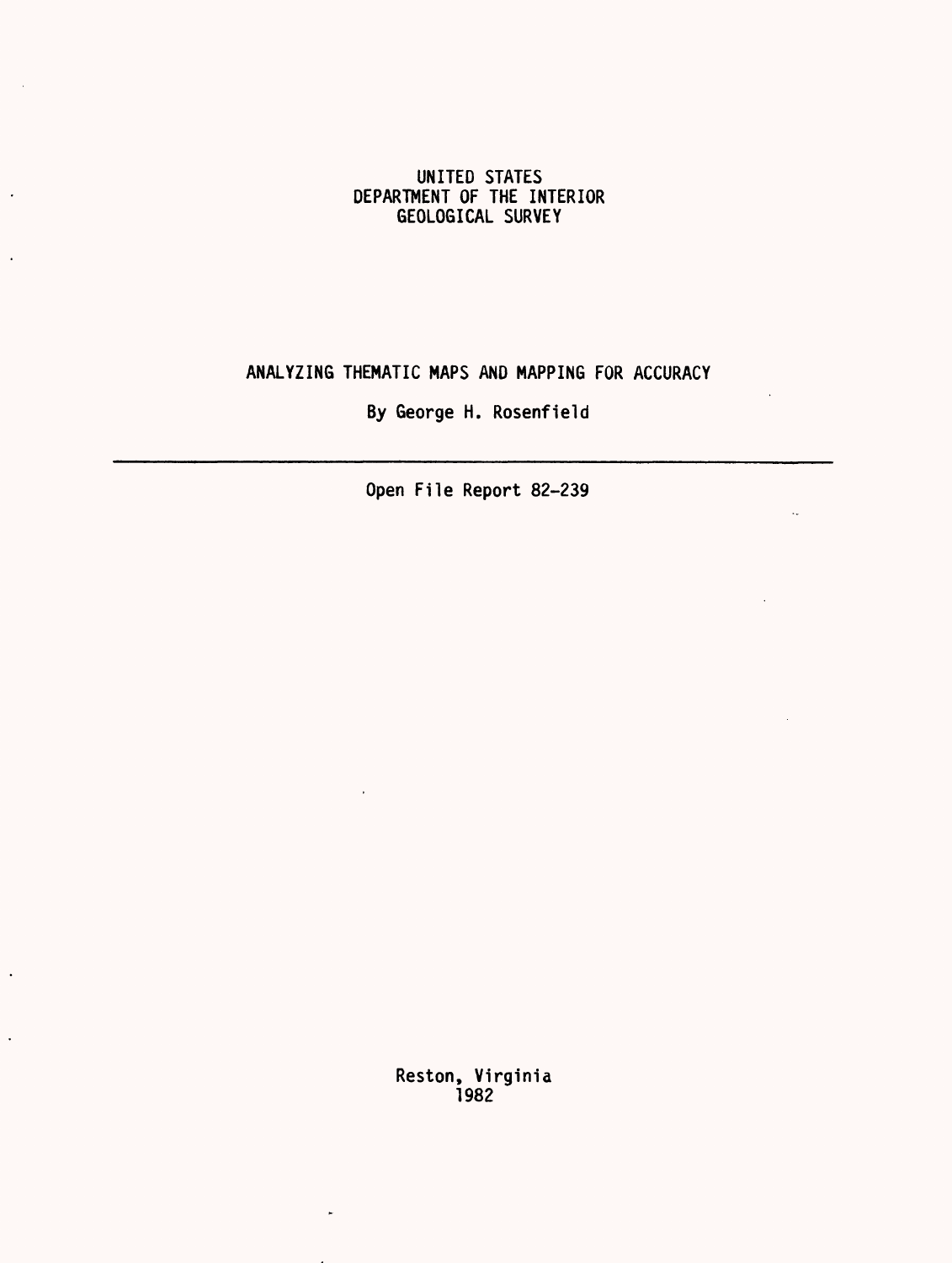UNITED STATES
DEPARTMENT OF THE INTERIOR
GEOLOGICAL SURVEY

# ANALYZING THEMATIC MAPS AND MAPPING FOR ACCURACY

By George H. Rosenfield

---

Open File Report 82-239

Reston, Virginia
1982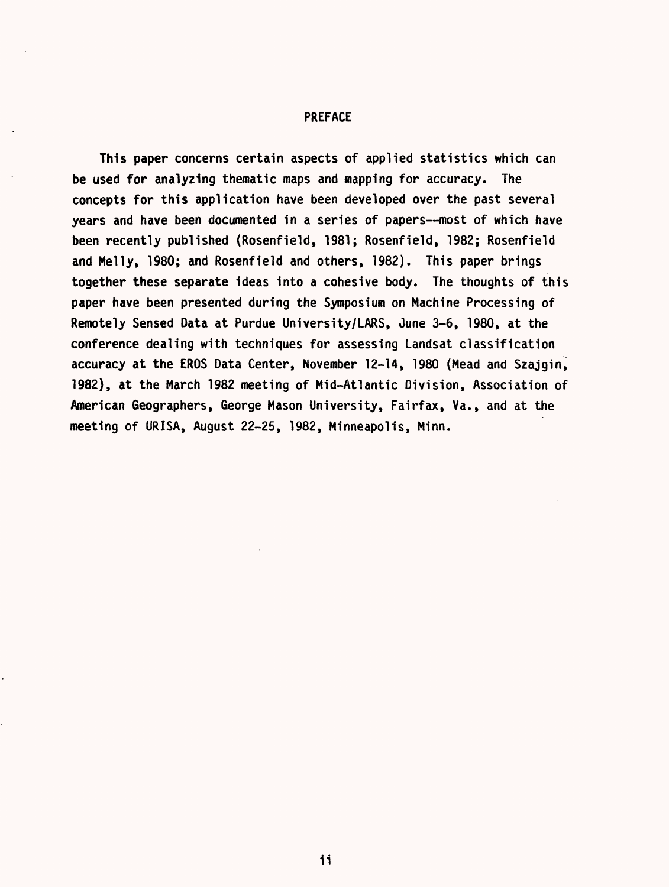# PREFACE

This paper concerns certain aspects of applied statistics which can be used for analyzing thematic maps and mapping for accuracy. The concepts for this application have been developed over the past several years and have been documented in a series of papers--most of which have been recently published (Rosenfield, 1981; Rosenfield, 1982; Rosenfield and Melly, 1980; and Rosenfield and others, 1982). This paper brings together these separate ideas into a cohesive body. The thoughts of this paper have been presented during the Symposium on Machine Processing of Remotely Sensed Data at Purdue University/LARS, June 3-6, 1980, at the conference dealing with techniques for assessing Landsat classification accuracy at the EROS Data Center, November 12-14, 1980 (Mead and Szajgin, 1982), at the March 1982 meeting of Mid-Atlantic Division, Association of American Geographers, George Mason University, Fairfax, Va., and at the meeting of URISA, August 22-25, 1982, Minneapolis, Minn.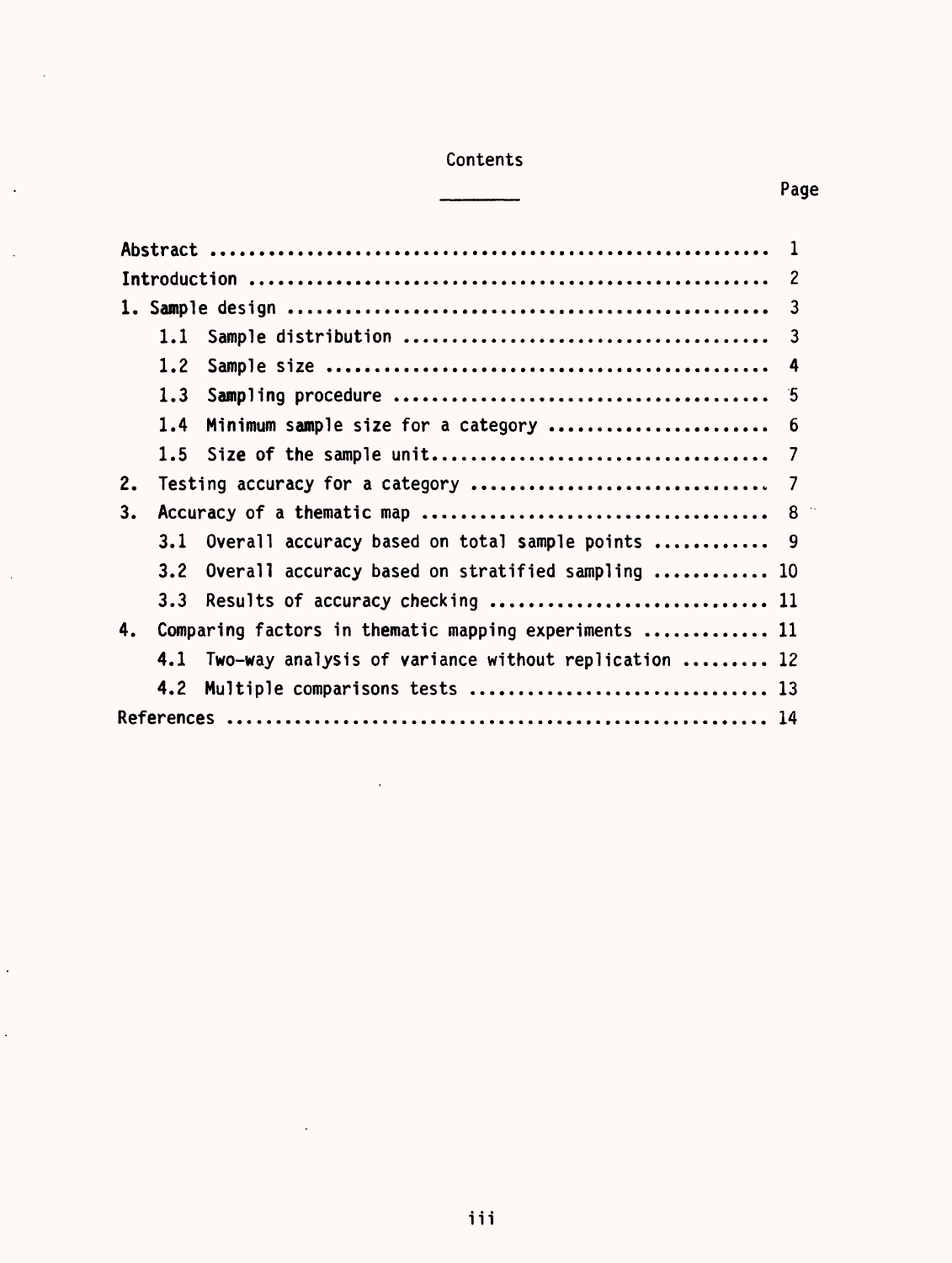# Contents

| | Page |
|---|---|
| Abstract | 1 |
| Introduction | 2 |
| 1. Sample design | 3 |
| 1.1 Sample distribution | 3 |
| 1.2 Sample size | 4 |
| 1.3 Sampling procedure | 5 |
| 1.4 Minimum sample size for a category | 6 |
| 1.5 Size of the sample unit | 7 |
| 2. Testing accuracy for a category | 7 |
| 3. Accuracy of a thematic map | 8 |
| 3.1 Overall accuracy based on total sample points | 9 |
| 3.2 Overall accuracy based on stratified sampling | 10 |
| 3.3 Results of accuracy checking | 11 |
| 4. Comparing factors in thematic mapping experiments | 11 |
| 4.1 Two-way analysis of variance without replication | 12 |
| 4.2 Multiple comparisons tests | 13 |
| References | 14 |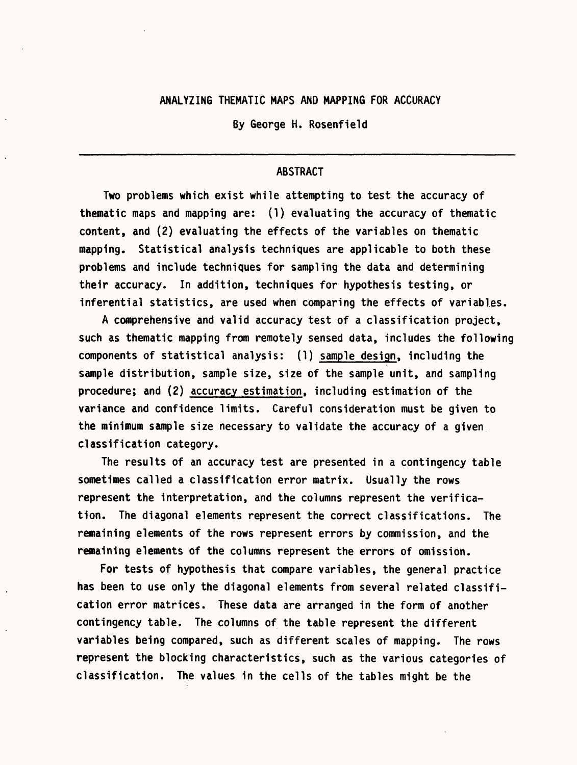# ANALYZING THEMATIC MAPS AND MAPPING FOR ACCURACY

By George H. Rosenfield

## ABSTRACT

Two problems which exist while attempting to test the accuracy of thematic maps and mapping are: (1) evaluating the accuracy of thematic content, and (2) evaluating the effects of the variables on thematic mapping. Statistical analysis techniques are applicable to both these problems and include techniques for sampling the data and determining their accuracy. In addition, techniques for hypothesis testing, or inferential statistics, are used when comparing the effects of variables.

A comprehensive and valid accuracy test of a classification project, such as thematic mapping from remotely sensed data, includes the following components of statistical analysis: (1) sample design, including the sample distribution, sample size, size of the sample unit, and sampling procedure; and (2) accuracy estimation, including estimation of the variance and confidence limits. Careful consideration must be given to the minimum sample size necessary to validate the accuracy of a given classification category.

The results of an accuracy test are presented in a contingency table sometimes called a classification error matrix. Usually the rows represent the interpretation, and the columns represent the verification. The diagonal elements represent the correct classifications. The remaining elements of the rows represent errors by commission, and the remaining elements of the columns represent the errors of omission.

For tests of hypothesis that compare variables, the general practice has been to use only the diagonal elements from several related classification error matrices. These data are arranged in the form of another contingency table. The columns of the table represent the different variables being compared, such as different scales of mapping. The rows represent the blocking characteristics, such as the various categories of classification. The values in the cells of the tables might be the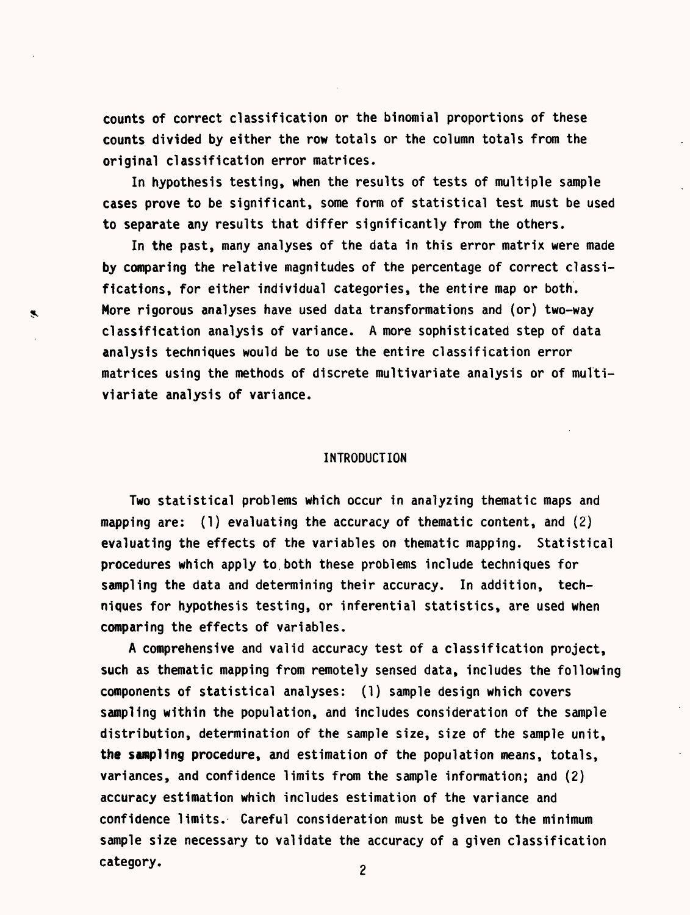counts of correct classification or the binomial proportions of these counts divided by either the row totals or the column totals from the original classification error matrices.

In hypothesis testing, when the results of tests of multiple sample cases prove to be significant, some form of statistical test must be used to separate any results that differ significantly from the others.

In the past, many analyses of the data in this error matrix were made by comparing the relative magnitudes of the percentage of correct classifications, for either individual categories, the entire map or both. More rigorous analyses have used data transformations and (or) two-way classification analysis of variance. A more sophisticated step of data analysis techniques would be to use the entire classification error matrices using the methods of discrete multivariate analysis or of multiviariate analysis of variance.

## INTRODUCTION

Two statistical problems which occur in analyzing thematic maps and mapping are: (1) evaluating the accuracy of thematic content, and (2) evaluating the effects of the variables on thematic mapping. Statistical procedures which apply to both these problems include techniques for sampling the data and determining their accuracy. In addition, techniques for hypothesis testing, or inferential statistics, are used when comparing the effects of variables.

A comprehensive and valid accuracy test of a classification project, such as thematic mapping from remotely sensed data, includes the following components of statistical analyses: (1) sample design which covers sampling within the population, and includes consideration of the sample distribution, determination of the sample size, size of the sample unit, the sampling procedure, and estimation of the population means, totals, variances, and confidence limits from the sample information; and (2) accuracy estimation which includes estimation of the variance and confidence limits. Careful consideration must be given to the minimum sample size necessary to validate the accuracy of a given classification category.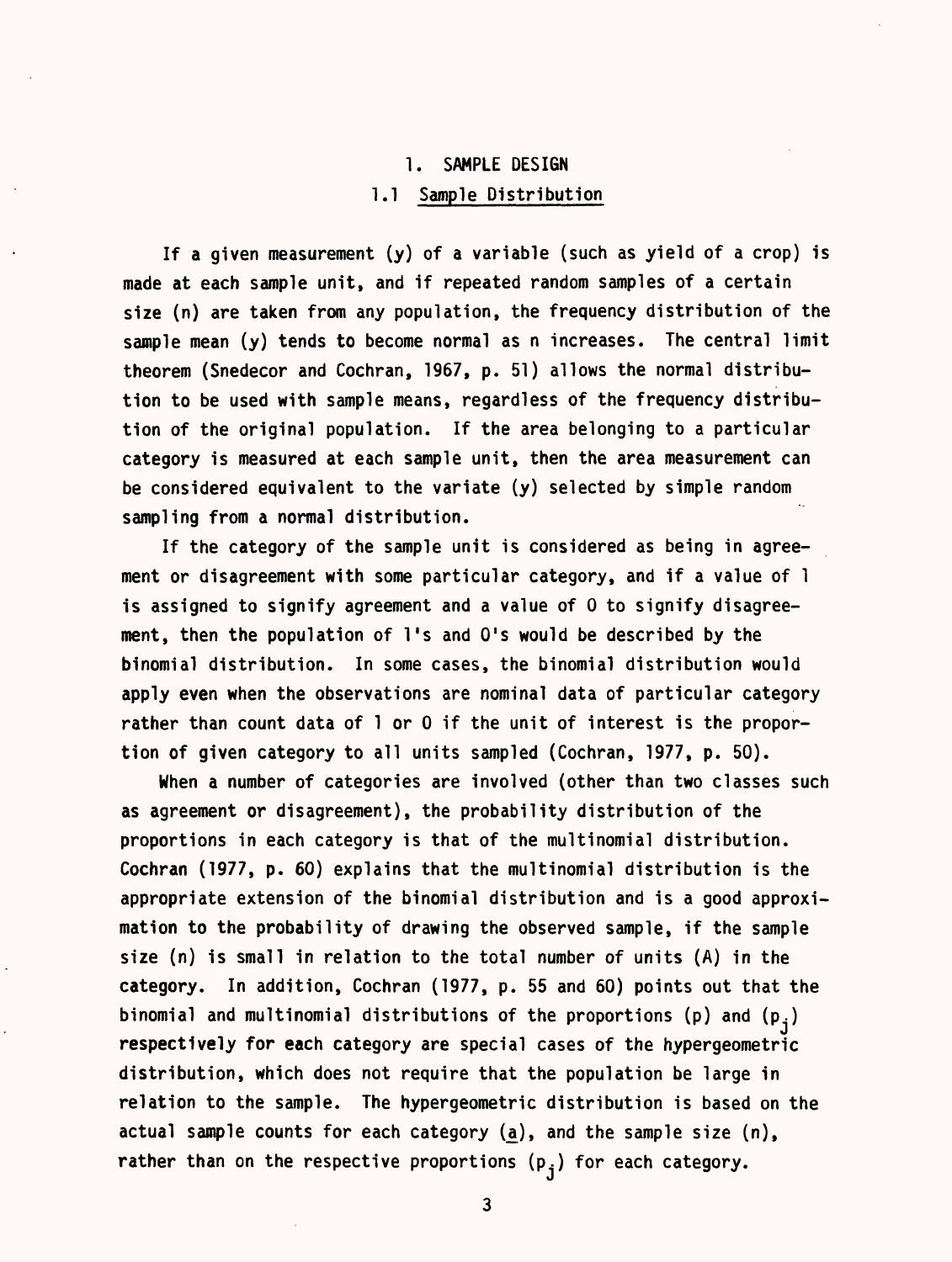# 1. SAMPLE DESIGN

## 1.1 Sample Distribution

If a given measurement (y) of a variable (such as yield of a crop) is made at each sample unit, and if repeated random samples of a certain size (n) are taken from any population, the frequency distribution of the sample mean (y) tends to become normal as n increases. The central limit theorem (Snedecor and Cochran, 1967, p. 51) allows the normal distribution to be used with sample means, regardless of the frequency distribution of the original population. If the area belonging to a particular category is measured at each sample unit, then the area measurement can be considered equivalent to the variate (y) selected by simple random sampling from a normal distribution.

If the category of the sample unit is considered as being in agreement or disagreement with some particular category, and if a value of 1 is assigned to signify agreement and a value of 0 to signify disagreement, then the population of 1's and 0's would be described by the binomial distribution. In some cases, the binomial distribution would apply even when the observations are nominal data of particular category rather than count data of 1 or 0 if the unit of interest is the proportion of given category to all units sampled (Cochran, 1977, p. 50).

When a number of categories are involved (other than two classes such as agreement or disagreement), the probability distribution of the proportions in each category is that of the multinomial distribution. Cochran (1977, p. 60) explains that the multinomial distribution is the appropriate extension of the binomial distribution and is a good approximation to the probability of drawing the observed sample, if the sample size (n) is small in relation to the total number of units (A) in the category. In addition, Cochran (1977, p. 55 and 60) points out that the binomial and multinomial distributions of the proportions (p) and ($p_j$) respectively for each category are special cases of the hypergeometric distribution, which does not require that the population be large in relation to the sample. The hypergeometric distribution is based on the actual sample counts for each category (a), and the sample size (n), rather than on the respective proportions ($p_j$) for each category.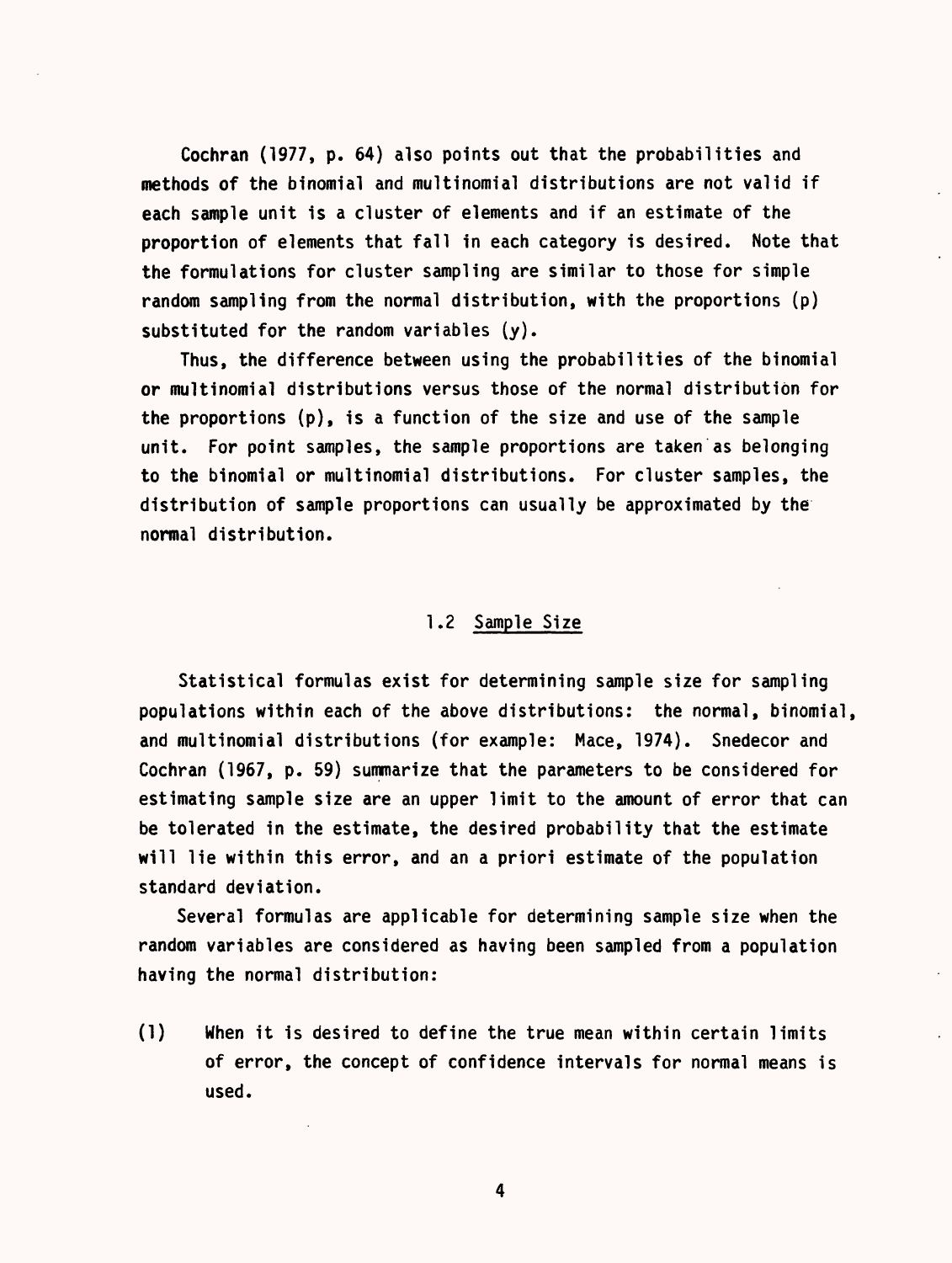Cochran (1977, p. 64) also points out that the probabilities and methods of the binomial and multinomial distributions are not valid if each sample unit is a cluster of elements and if an estimate of the proportion of elements that fall in each category is desired. Note that the formulations for cluster sampling are similar to those for simple random sampling from the normal distribution, with the proportions (p) substituted for the random variables (y).

Thus, the difference between using the probabilities of the binomial or multinomial distributions versus those of the normal distribution for the proportions (p), is a function of the size and use of the sample unit. For point samples, the sample proportions are taken as belonging to the binomial or multinomial distributions. For cluster samples, the distribution of sample proportions can usually be approximated by the normal distribution.

## 1.2 Sample Size

Statistical formulas exist for determining sample size for sampling populations within each of the above distributions: the normal, binomial, and multinomial distributions (for example: Mace, 1974). Snedecor and Cochran (1967, p. 59) summarize that the parameters to be considered for estimating sample size are an upper limit to the amount of error that can be tolerated in the estimate, the desired probability that the estimate will lie within this error, and an a priori estimate of the population standard deviation.

Several formulas are applicable for determining sample size when the random variables are considered as having been sampled from a population having the normal distribution:

(1) When it is desired to define the true mean within certain limits of error, the concept of confidence intervals for normal means is used.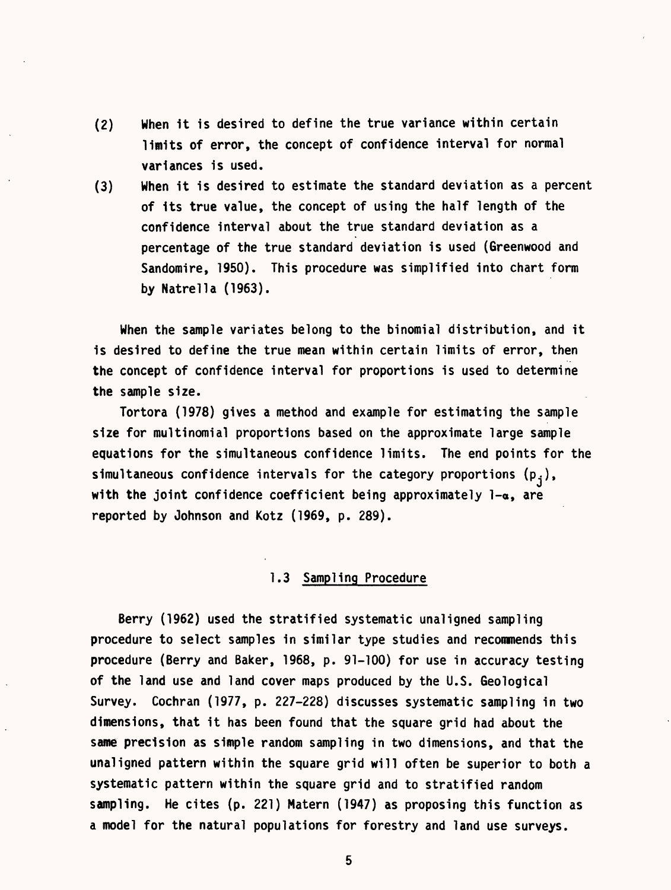(2) When it is desired to define the true variance within certain limits of error, the concept of confidence interval for normal variances is used.

(3) When it is desired to estimate the standard deviation as a percent of its true value, the concept of using the half length of the confidence interval about the true standard deviation as a percentage of the true standard deviation is used (Greenwood and Sandomire, 1950). This procedure was simplified into chart form by Natrella (1963).

When the sample variates belong to the binomial distribution, and it is desired to define the true mean within certain limits of error, then the concept of confidence interval for proportions is used to determine the sample size.

Tortora (1978) gives a method and example for estimating the sample size for multinomial proportions based on the approximate large sample equations for the simultaneous confidence limits. The end points for the simultaneous confidence intervals for the category proportions ($p_j$), with the joint confidence coefficient being approximately $1-\alpha$, are reported by Johnson and Kotz (1969, p. 289).

### 1.3 Sampling Procedure

Berry (1962) used the stratified systematic unaligned sampling procedure to select samples in similar type studies and recommends this procedure (Berry and Baker, 1968, p. 91-100) for use in accuracy testing of the land use and land cover maps produced by the U.S. Geological Survey. Cochran (1977, p. 227-228) discusses systematic sampling in two dimensions, that it has been found that the square grid had about the same precision as simple random sampling in two dimensions, and that the unaligned pattern within the square grid will often be superior to both a systematic pattern within the square grid and to stratified random sampling. He cites (p. 221) Matern (1947) as proposing this function as a model for the natural populations for forestry and land use surveys.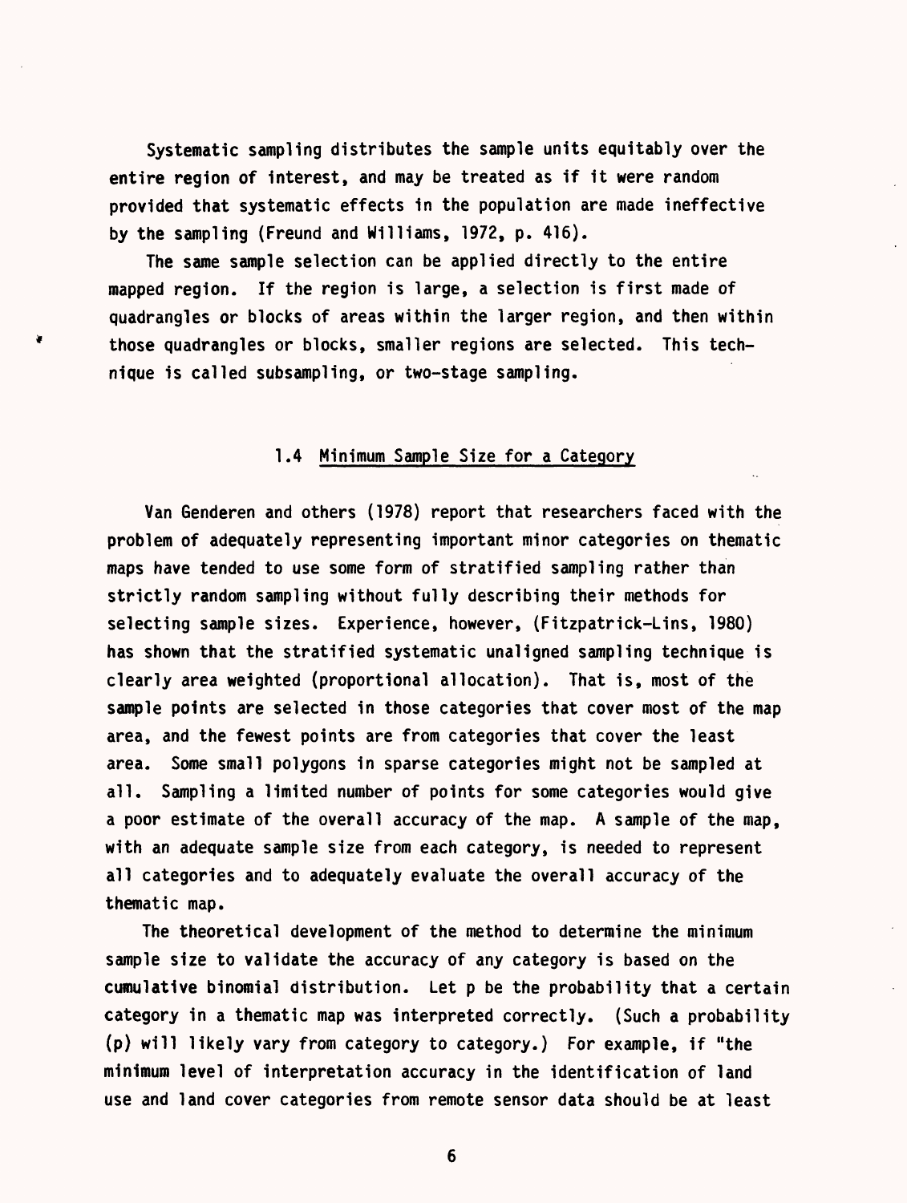Systematic sampling distributes the sample units equitably over the entire region of interest, and may be treated as if it were random provided that systematic effects in the population are made ineffective by the sampling (Freund and Williams, 1972, p. 416).

The same sample selection can be applied directly to the entire mapped region. If the region is large, a selection is first made of quadrangles or blocks of areas within the larger region, and then within those quadrangles or blocks, smaller regions are selected. This technique is called subsampling, or two-stage sampling.

## 1.4 Minimum Sample Size for a Category

Van Genderen and others (1978) report that researchers faced with the problem of adequately representing important minor categories on thematic maps have tended to use some form of stratified sampling rather than strictly random sampling without fully describing their methods for selecting sample sizes. Experience, however, (Fitzpatrick-Lins, 1980) has shown that the stratified systematic unaligned sampling technique is clearly area weighted (proportional allocation). That is, most of the sample points are selected in those categories that cover most of the map area, and the fewest points are from categories that cover the least area. Some small polygons in sparse categories might not be sampled at all. Sampling a limited number of points for some categories would give a poor estimate of the overall accuracy of the map. A sample of the map, with an adequate sample size from each category, is needed to represent all categories and to adequately evaluate the overall accuracy of the thematic map.

The theoretical development of the method to determine the minimum sample size to validate the accuracy of any category is based on the cumulative binomial distribution. Let p be the probability that a certain category in a thematic map was interpreted correctly. (Such a probability (p) will likely vary from category to category.) For example, if "the minimum level of interpretation accuracy in the identification of land use and land cover categories from remote sensor data should be at least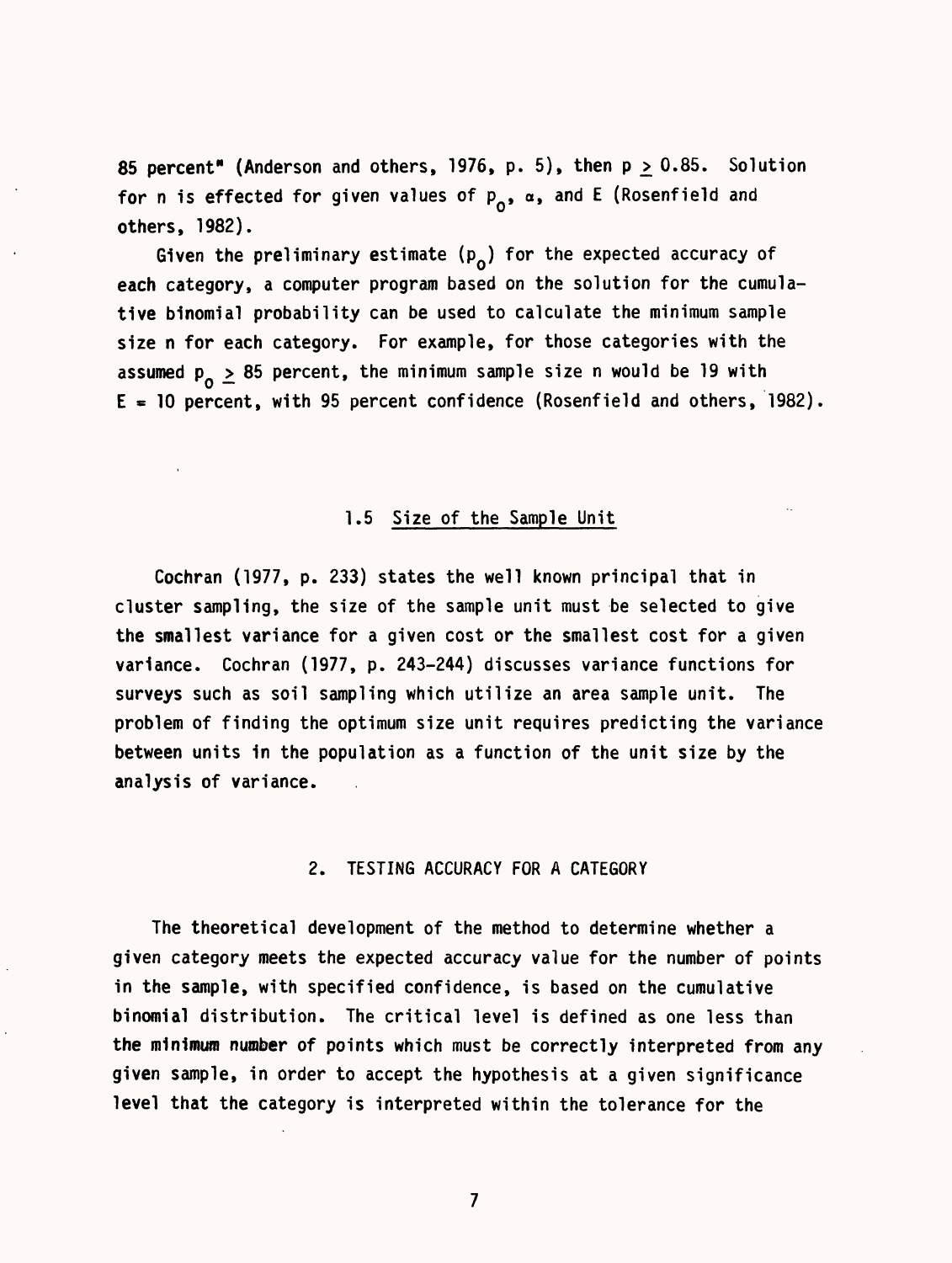85 percent" (Anderson and others, 1976, p. 5), then $p \geq 0.85$. Solution for n is effected for given values of $p_0$, $\alpha$, and E (Rosenfield and others, 1982).

Given the preliminary estimate ($p_0$) for the expected accuracy of each category, a computer program based on the solution for the cumulative binomial probability can be used to calculate the minimum sample size n for each category. For example, for those categories with the assumed $p_0 \geq 85$ percent, the minimum sample size n would be 19 with E = 10 percent, with 95 percent confidence (Rosenfield and others, 1982).

### 1.5 Size of the Sample Unit

Cochran (1977, p. 233) states the well known principal that in cluster sampling, the size of the sample unit must be selected to give the smallest variance for a given cost or the smallest cost for a given variance. Cochran (1977, p. 243-244) discusses variance functions for surveys such as soil sampling which utilize an area sample unit. The problem of finding the optimum size unit requires predicting the variance between units in the population as a function of the unit size by the analysis of variance.

## 2. TESTING ACCURACY FOR A CATEGORY

The theoretical development of the method to determine whether a given category meets the expected accuracy value for the number of points in the sample, with specified confidence, is based on the cumulative binomial distribution. The critical level is defined as one less than the minimum number of points which must be correctly interpreted from any given sample, in order to accept the hypothesis at a given significance level that the category is interpreted within the tolerance for the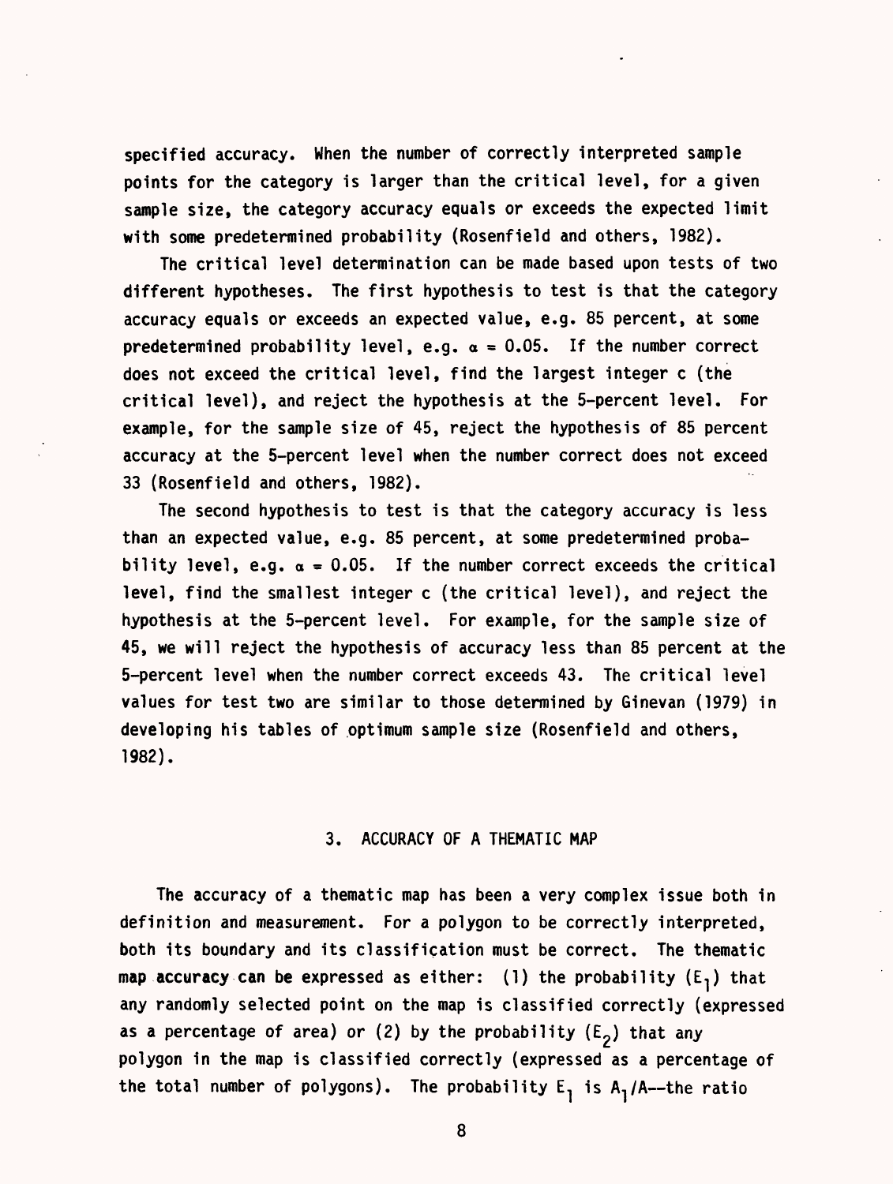specified accuracy. When the number of correctly interpreted sample points for the category is larger than the critical level, for a given sample size, the category accuracy equals or exceeds the expected limit with some predetermined probability (Rosenfield and others, 1982).

The critical level determination can be made based upon tests of two different hypotheses. The first hypothesis to test is that the category accuracy equals or exceeds an expected value, e.g. 85 percent, at some predetermined probability level, e.g. $\alpha = 0.05$. If the number correct does not exceed the critical level, find the largest integer c (the critical level), and reject the hypothesis at the 5-percent level. For example, for the sample size of 45, reject the hypothesis of 85 percent accuracy at the 5-percent level when the number correct does not exceed 33 (Rosenfield and others, 1982).

The second hypothesis to test is that the category accuracy is less than an expected value, e.g. 85 percent, at some predetermined probability level, e.g. $\alpha = 0.05$. If the number correct exceeds the critical level, find the smallest integer c (the critical level), and reject the hypothesis at the 5-percent level. For example, for the sample size of 45, we will reject the hypothesis of accuracy less than 85 percent at the 5-percent level when the number correct exceeds 43. The critical level values for test two are similar to those determined by Ginevan (1979) in developing his tables of optimum sample size (Rosenfield and others, 1982).

## 3. ACCURACY OF A THEMATIC MAP

The accuracy of a thematic map has been a very complex issue both in definition and measurement. For a polygon to be correctly interpreted, both its boundary and its classification must be correct. The thematic map accuracy can be expressed as either: (1) the probability ($E_1$) that any randomly selected point on the map is classified correctly (expressed as a percentage of area) or (2) by the probability ($E_2$) that any polygon in the map is classified correctly (expressed as a percentage of the total number of polygons). The probability $E_1$ is $A_1/A$--the ratio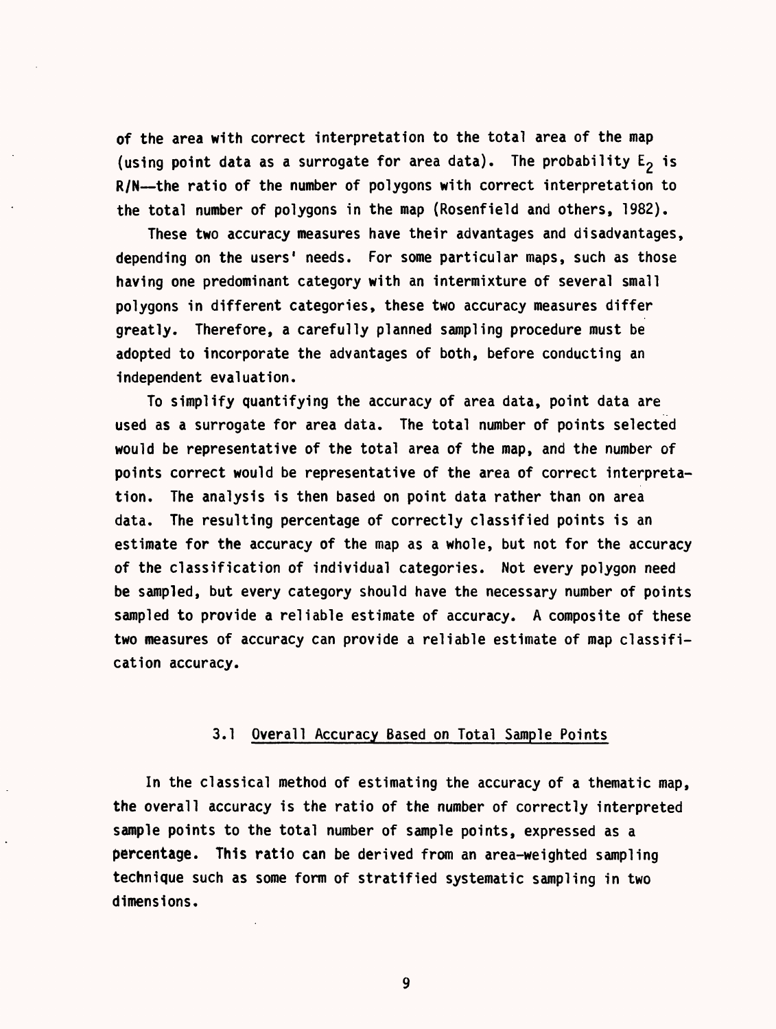of the area with correct interpretation to the total area of the map (using point data as a surrogate for area data). The probability $E_2$ is R/N—the ratio of the number of polygons with correct interpretation to the total number of polygons in the map (Rosenfield and others, 1982).

These two accuracy measures have their advantages and disadvantages, depending on the users' needs. For some particular maps, such as those having one predominant category with an intermixture of several small polygons in different categories, these two accuracy measures differ greatly. Therefore, a carefully planned sampling procedure must be adopted to incorporate the advantages of both, before conducting an independent evaluation.

To simplify quantifying the accuracy of area data, point data are used as a surrogate for area data. The total number of points selected would be representative of the total area of the map, and the number of points correct would be representative of the area of correct interpretation. The analysis is then based on point data rather than on area data. The resulting percentage of correctly classified points is an estimate for the accuracy of the map as a whole, but not for the accuracy of the classification of individual categories. Not every polygon need be sampled, but every category should have the necessary number of points sampled to provide a reliable estimate of accuracy. A composite of these two measures of accuracy can provide a reliable estimate of map classification accuracy.

### 3.1 Overall Accuracy Based on Total Sample Points

In the classical method of estimating the accuracy of a thematic map, the overall accuracy is the ratio of the number of correctly interpreted sample points to the total number of sample points, expressed as a percentage. This ratio can be derived from an area-weighted sampling technique such as some form of stratified systematic sampling in two dimensions.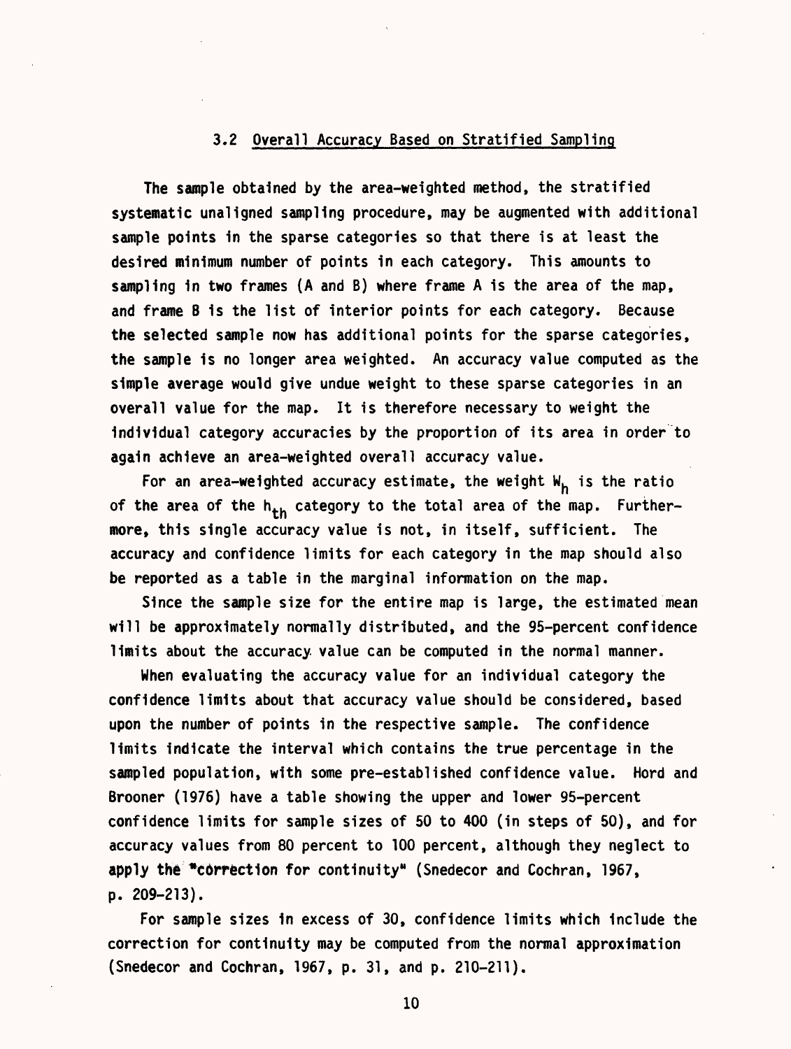### 3.2 Overall Accuracy Based on Stratified Sampling

The sample obtained by the area-weighted method, the stratified systematic unaligned sampling procedure, may be augmented with additional sample points in the sparse categories so that there is at least the desired minimum number of points in each category. This amounts to sampling in two frames (A and B) where frame A is the area of the map, and frame B is the list of interior points for each category. Because the selected sample now has additional points for the sparse categories, the sample is no longer area weighted. An accuracy value computed as the simple average would give undue weight to these sparse categories in an overall value for the map. It is therefore necessary to weight the individual category accuracies by the proportion of its area in order to again achieve an area-weighted overall accuracy value.

For an area-weighted accuracy estimate, the weight $W_h$ is the ratio of the area of the $h_{th}$ category to the total area of the map. Furthermore, this single accuracy value is not, in itself, sufficient. The accuracy and confidence limits for each category in the map should also be reported as a table in the marginal information on the map.

Since the sample size for the entire map is large, the estimated mean will be approximately normally distributed, and the 95-percent confidence limits about the accuracy value can be computed in the normal manner.

When evaluating the accuracy value for an individual category the confidence limits about that accuracy value should be considered, based upon the number of points in the respective sample. The confidence limits indicate the interval which contains the true percentage in the sampled population, with some pre-established confidence value. Hord and Brooner (1976) have a table showing the upper and lower 95-percent confidence limits for sample sizes of 50 to 400 (in steps of 50), and for accuracy values from 80 percent to 100 percent, although they neglect to apply the "correction for continuity" (Snedecor and Cochran, 1967, p. 209-213).

For sample sizes in excess of 30, confidence limits which include the correction for continuity may be computed from the normal approximation (Snedecor and Cochran, 1967, p. 31, and p. 210-211).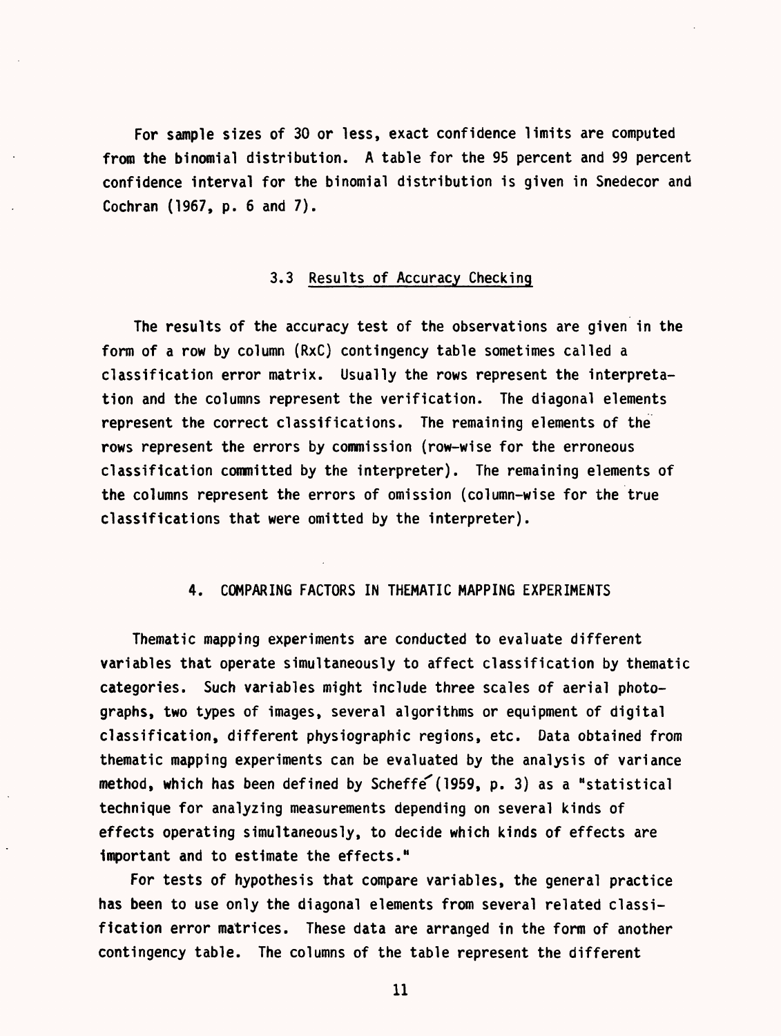For sample sizes of 30 or less, exact confidence limits are computed from the binomial distribution. A table for the 95 percent and 99 percent confidence interval for the binomial distribution is given in Snedecor and Cochran (1967, p. 6 and 7).

### 3.3 Results of Accuracy Checking

The results of the accuracy test of the observations are given in the form of a row by column (RxC) contingency table sometimes called a classification error matrix. Usually the rows represent the interpretation and the columns represent the verification. The diagonal elements represent the correct classifications. The remaining elements of the rows represent the errors by commission (row-wise for the erroneous classification committed by the interpreter). The remaining elements of the columns represent the errors of omission (column-wise for the true classifications that were omitted by the interpreter).

## 4. COMPARING FACTORS IN THEMATIC MAPPING EXPERIMENTS

Thematic mapping experiments are conducted to evaluate different variables that operate simultaneously to affect classification by thematic categories. Such variables might include three scales of aerial photographs, two types of images, several algorithms or equipment of digital classification, different physiographic regions, etc. Data obtained from thematic mapping experiments can be evaluated by the analysis of variance method, which has been defined by Scheffé (1959, p. 3) as a "statistical technique for analyzing measurements depending on several kinds of effects operating simultaneously, to decide which kinds of effects are important and to estimate the effects."

For tests of hypothesis that compare variables, the general practice has been to use only the diagonal elements from several related classification error matrices. These data are arranged in the form of another contingency table. The columns of the table represent the different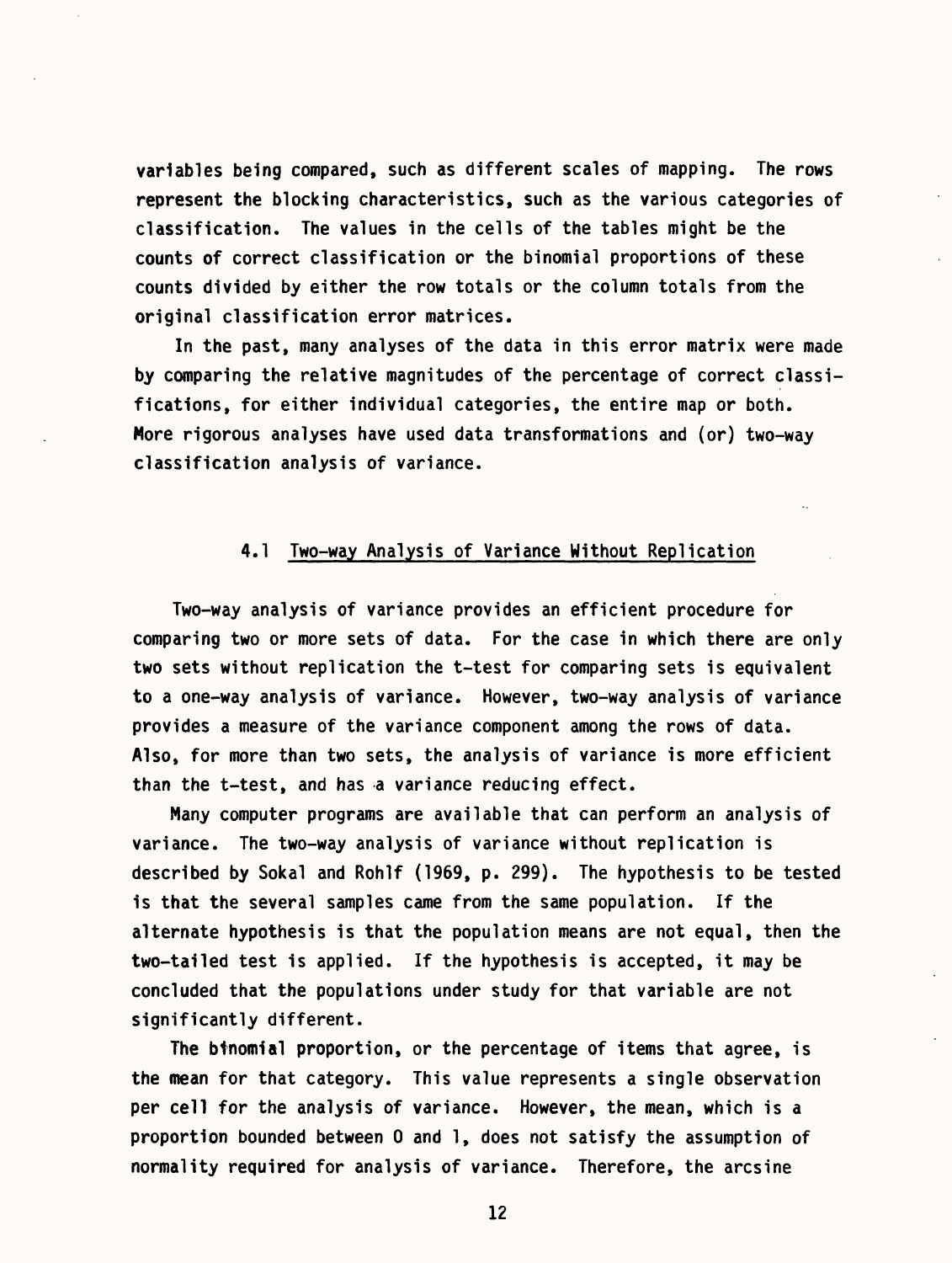variables being compared, such as different scales of mapping. The rows represent the blocking characteristics, such as the various categories of classification. The values in the cells of the tables might be the counts of correct classification or the binomial proportions of these counts divided by either the row totals or the column totals from the original classification error matrices.

In the past, many analyses of the data in this error matrix were made by comparing the relative magnitudes of the percentage of correct classifications, for either individual categories, the entire map or both. More rigorous analyses have used data transformations and (or) two-way classification analysis of variance.

### 4.1 Two-way Analysis of Variance Without Replication

Two-way analysis of variance provides an efficient procedure for comparing two or more sets of data. For the case in which there are only two sets without replication the t-test for comparing sets is equivalent to a one-way analysis of variance. However, two-way analysis of variance provides a measure of the variance component among the rows of data. Also, for more than two sets, the analysis of variance is more efficient than the t-test, and has a variance reducing effect.

Many computer programs are available that can perform an analysis of variance. The two-way analysis of variance without replication is described by Sokal and Rohlf (1969, p. 299). The hypothesis to be tested is that the several samples came from the same population. If the alternate hypothesis is that the population means are not equal, then the two-tailed test is applied. If the hypothesis is accepted, it may be concluded that the populations under study for that variable are not significantly different.

The binomial proportion, or the percentage of items that agree, is the mean for that category. This value represents a single observation per cell for the analysis of variance. However, the mean, which is a proportion bounded between 0 and 1, does not satisfy the assumption of normality required for analysis of variance. Therefore, the arcsine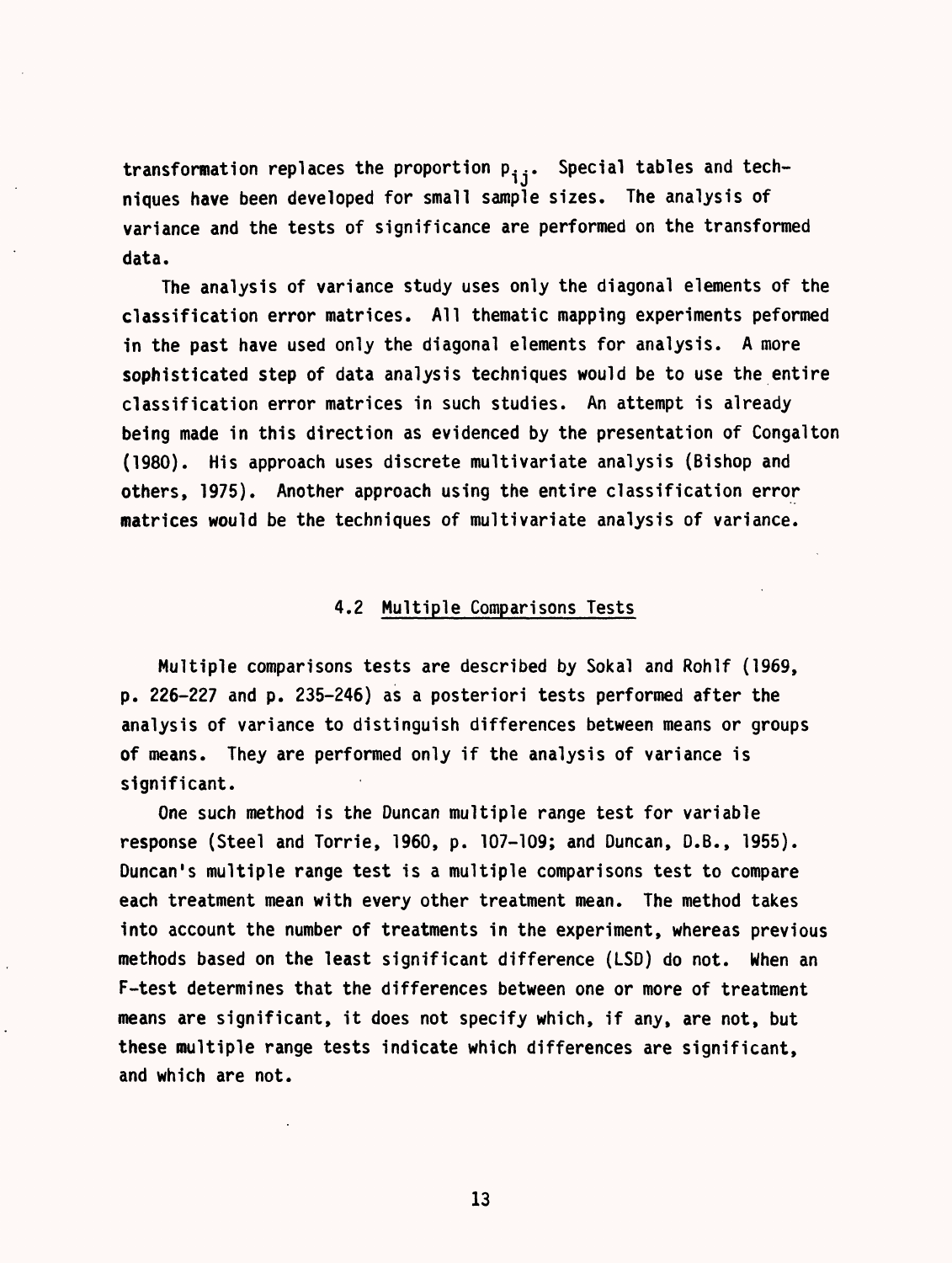transformation replaces the proportion $p_{ij}$. Special tables and techniques have been developed for small sample sizes. The analysis of variance and the tests of significance are performed on the transformed data.

The analysis of variance study uses only the diagonal elements of the classification error matrices. All thematic mapping experiments peformed in the past have used only the diagonal elements for analysis. A more sophisticated step of data analysis techniques would be to use the entire classification error matrices in such studies. An attempt is already being made in this direction as evidenced by the presentation of Congalton (1980). His approach uses discrete multivariate analysis (Bishop and others, 1975). Another approach using the entire classification error matrices would be the techniques of multivariate analysis of variance.

## 4.2 Multiple Comparisons Tests

Multiple comparisons tests are described by Sokal and Rohlf (1969, p. 226-227 and p. 235-246) as a posteriori tests performed after the analysis of variance to distinguish differences between means or groups of means. They are performed only if the analysis of variance is significant.

One such method is the Duncan multiple range test for variable response (Steel and Torrie, 1960, p. 107-109; and Duncan, D.B., 1955). Duncan's multiple range test is a multiple comparisons test to compare each treatment mean with every other treatment mean. The method takes into account the number of treatments in the experiment, whereas previous methods based on the least significant difference (LSD) do not. When an F-test determines that the differences between one or more of treatment means are significant, it does not specify which, if any, are not, but these multiple range tests indicate which differences are significant, and which are not.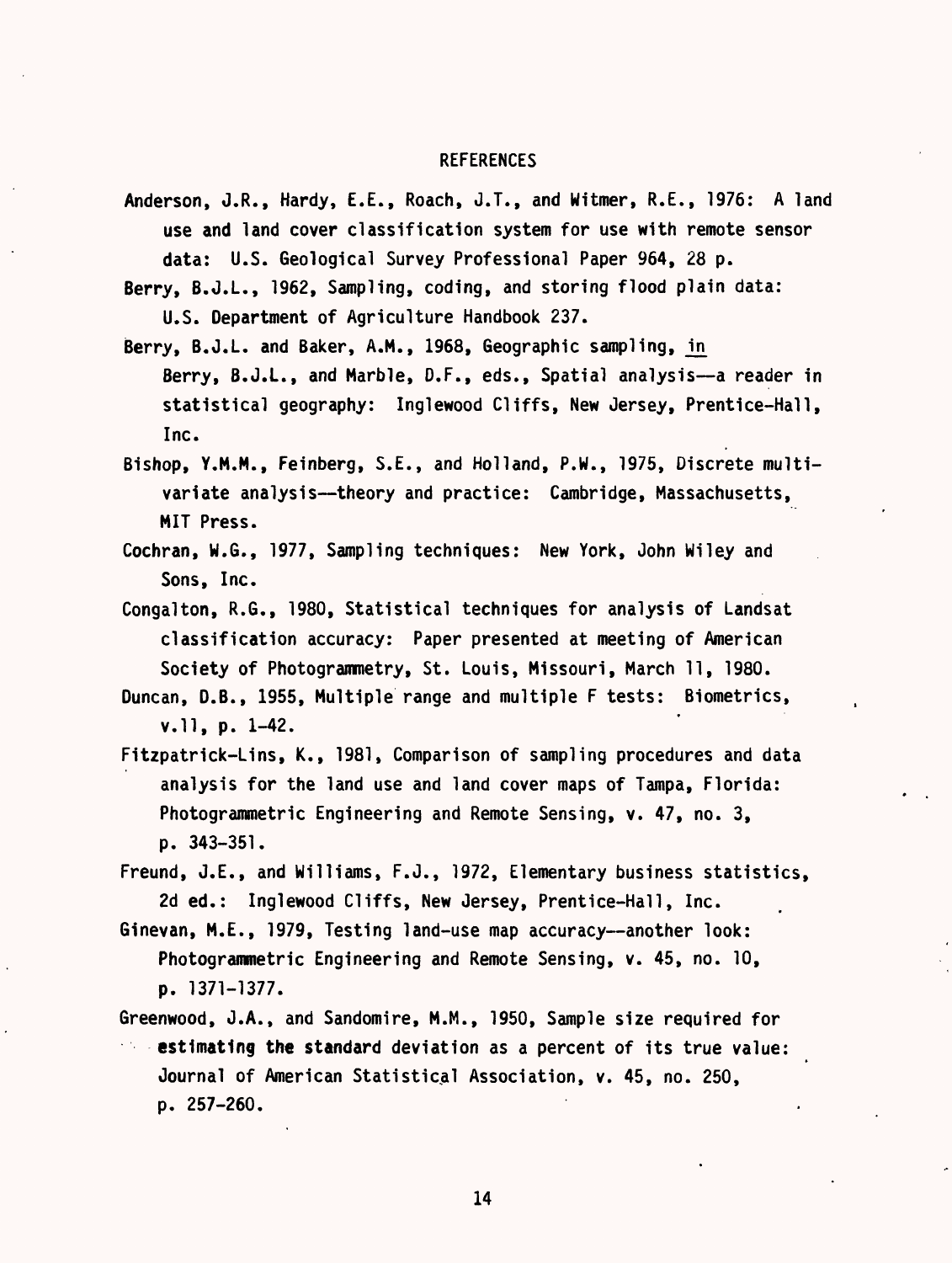# REFERENCES

Anderson, J.R., Hardy, E.E., Roach, J.T., and Witmer, R.E., 1976: A land use and land cover classification system for use with remote sensor data: U.S. Geological Survey Professional Paper 964, 28 p.

Berry, B.J.L., 1962, Sampling, coding, and storing flood plain data: U.S. Department of Agriculture Handbook 237.

Berry, B.J.L. and Baker, A.M., 1968, Geographic sampling, in Berry, B.J.L., and Marble, D.F., eds., Spatial analysis—a reader in statistical geography: Inglewood Cliffs, New Jersey, Prentice-Hall, Inc.

Bishop, Y.M.M., Feinberg, S.E., and Holland, P.W., 1975, Discrete multivariate analysis--theory and practice: Cambridge, Massachusetts, MIT Press.

Cochran, W.G., 1977, Sampling techniques: New York, John Wiley and Sons, Inc.

Congalton, R.G., 1980, Statistical techniques for analysis of Landsat classification accuracy: Paper presented at meeting of American Society of Photogrammetry, St. Louis, Missouri, March 11, 1980.

Duncan, D.B., 1955, Multiple range and multiple F tests: Biometrics, v.11, p. 1-42.

Fitzpatrick-Lins, K., 1981, Comparison of sampling procedures and data analysis for the land use and land cover maps of Tampa, Florida: Photogrammetric Engineering and Remote Sensing, v. 47, no. 3, p. 343-351.

Freund, J.E., and Williams, F.J., 1972, Elementary business statistics, 2d ed.: Inglewood Cliffs, New Jersey, Prentice-Hall, Inc.

Ginevan, M.E., 1979, Testing land-use map accuracy--another look: Photogrammetric Engineering and Remote Sensing, v. 45, no. 10, p. 1371-1377.

Greenwood, J.A., and Sandomire, M.M., 1950, Sample size required for estimating the standard deviation as a percent of its true value: Journal of American Statistical Association, v. 45, no. 250, p. 257-260.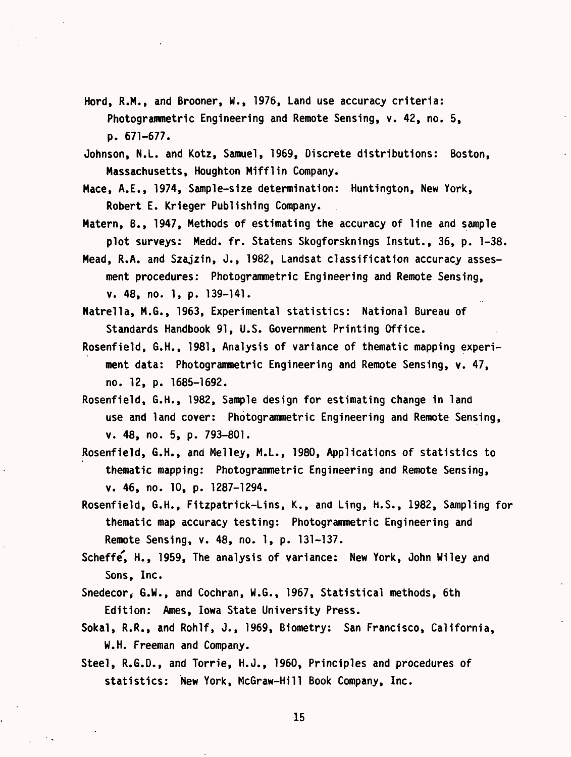Hord, R.M., and Brooner, W., 1976, Land use accuracy criteria: Photogrammetric Engineering and Remote Sensing, v. 42, no. 5, p. 671-677.

Johnson, N.L. and Kotz, Samuel, 1969, Discrete distributions: Boston, Massachusetts, Houghton Mifflin Company.

Mace, A.E., 1974, Sample-size determination: Huntington, New York, Robert E. Krieger Publishing Company.

Matern, B., 1947, Methods of estimating the accuracy of line and sample plot surveys: Medd. fr. Statens Skogforsknings Instut., 36, p. 1-38.

Mead, R.A. and Szajzin, J., 1982, Landsat classification accuracy assessment procedures: Photogrammetric Engineering and Remote Sensing, v. 48, no. 1, p. 139-141.

Natrella, M.G., 1963, Experimental statistics: National Bureau of Standards Handbook 91, U.S. Government Printing Office.

Rosenfield, G.H., 1981, Analysis of variance of thematic mapping experiment data: Photogrammetric Engineering and Remote Sensing, v. 47, no. 12, p. 1685-1692.

Rosenfield, G.H., 1982, Sample design for estimating change in land use and land cover: Photogrammetric Engineering and Remote Sensing, v. 48, no. 5, p. 793-801.

Rosenfield, G.H., and Melley, M.L., 1980, Applications of statistics to thematic mapping: Photogrammetric Engineering and Remote Sensing, v. 46, no. 10, p. 1287-1294.

Rosenfield, G.H., Fitzpatrick-Lins, K., and Ling, H.S., 1982, Sampling for thematic map accuracy testing: Photogrammetric Engineering and Remote Sensing, v. 48, no. 1, p. 131-137.

Scheffé, H., 1959, The analysis of variance: New York, John Wiley and Sons, Inc.

Snedecor, G.W., and Cochran, W.G., 1967, Statistical methods, 6th Edition: Ames, Iowa State University Press.

Sokal, R.R., and Rohlf, J., 1969, Biometry: San Francisco, California, W.H. Freeman and Company.

Steel, R.G.D., and Torrie, H.J., 1960, Principles and procedures of statistics: New York, McGraw-Hill Book Company, Inc.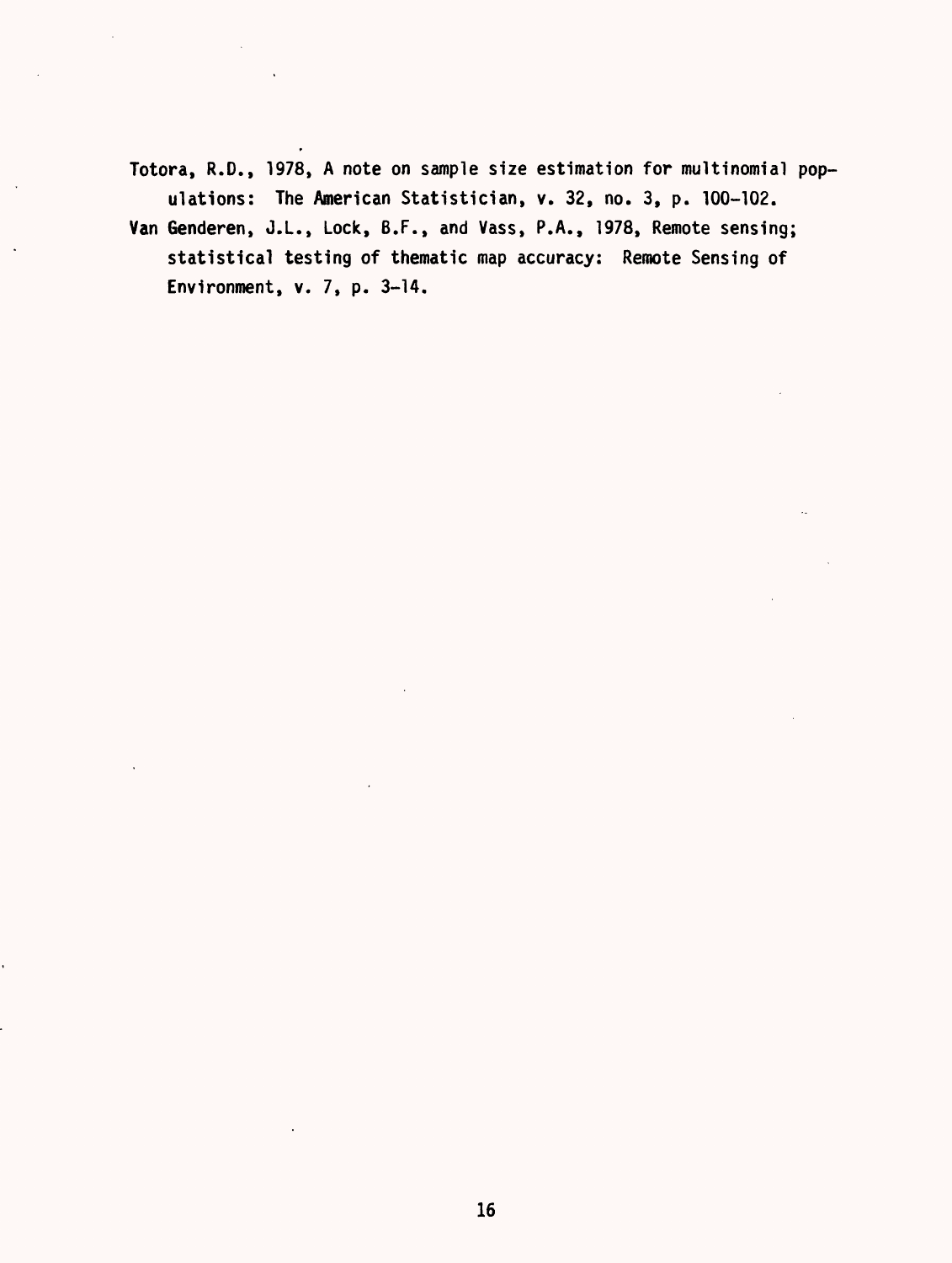Totora, R.D., 1978, A note on sample size estimation for multinomial populations: The American Statistician, v. 32, no. 3, p. 100–102.

Van Genderen, J.L., Lock, B.F., and Vass, P.A., 1978, Remote sensing; statistical testing of thematic map accuracy: Remote Sensing of Environment, v. 7, p. 3–14.